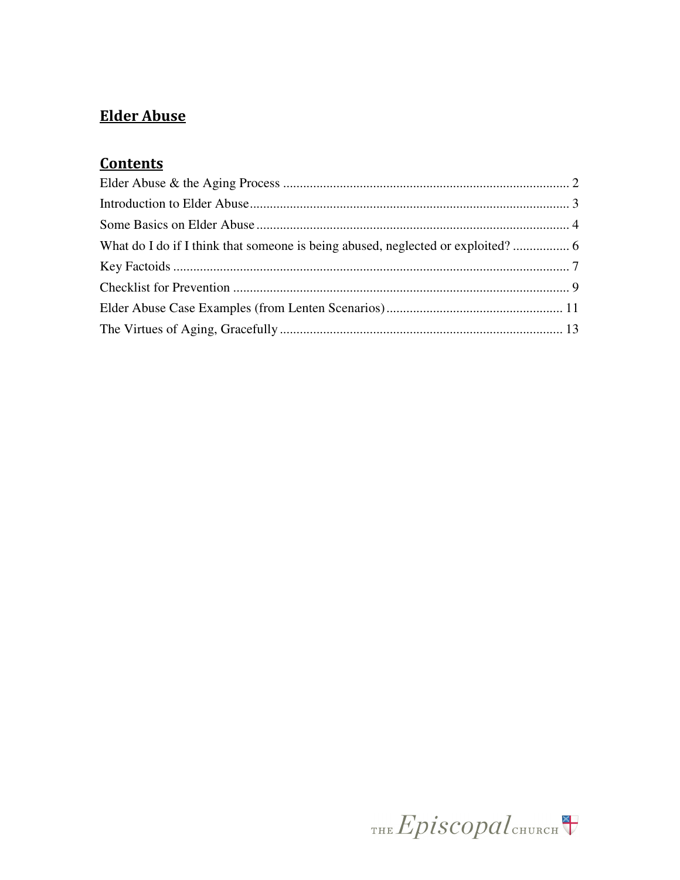# Elder Abuse

## Contents

Elder Abuse & the Aging Process ........................................................................................ 2
Introduction to Elder Abuse ................................................................................................ 3
Some Basics on Elder Abuse .............................................................................................. 4
What do I do if I think that someone is being abused, neglected or exploited? ................. 6
Key Factoids ....................................................................................................................... 7
Checklist for Prevention ..................................................................................................... 9
Elder Abuse Case Examples (from Lenten Scenarios) ..................................................... 11
The Virtues of Aging, Gracefully ..................................................................................... 13

THE Episcopal CHURCH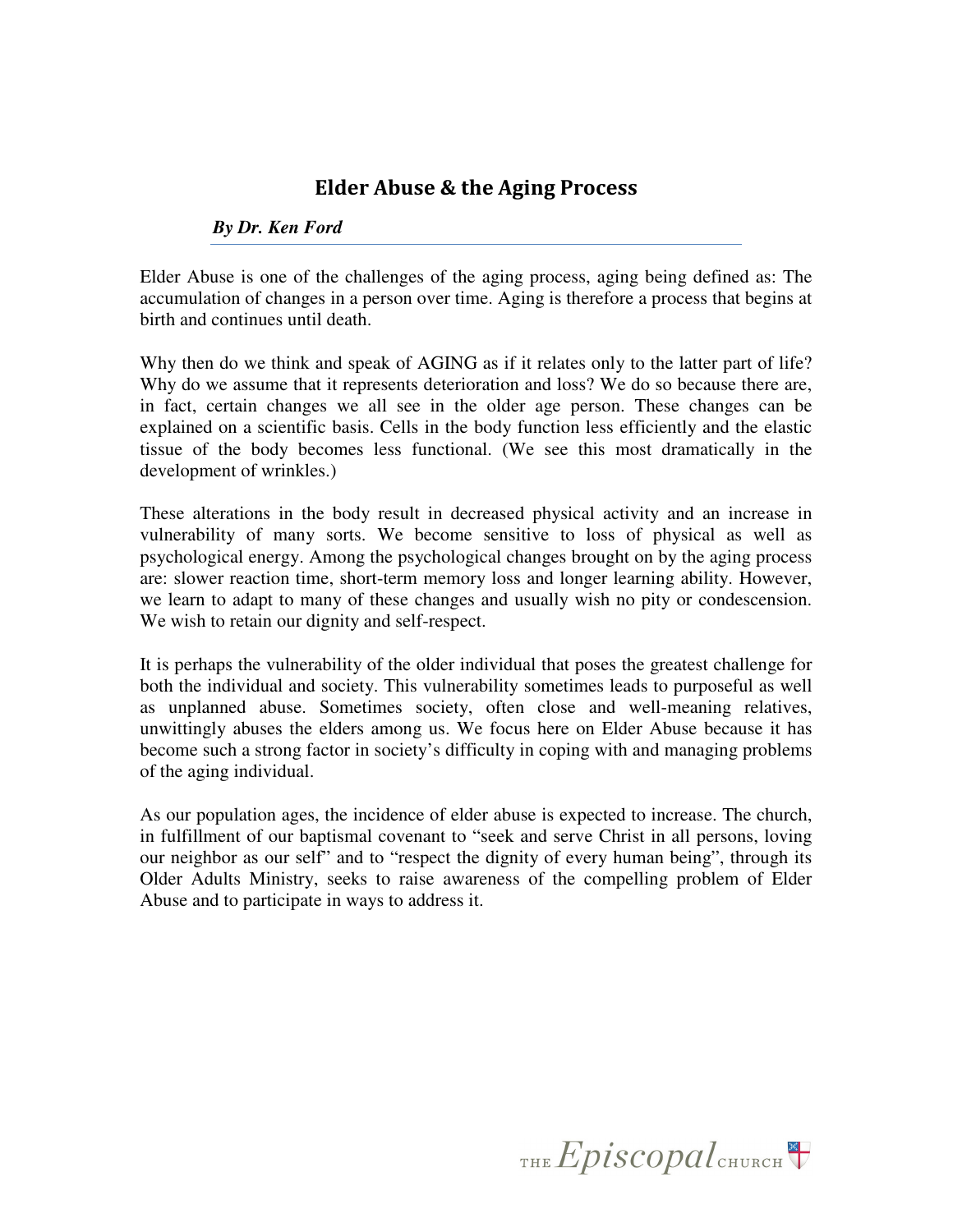## Elder Abuse & the Aging Process

***By Dr. Ken Ford***

Elder Abuse is one of the challenges of the aging process, aging being defined as: The accumulation of changes in a person over time. Aging is therefore a process that begins at birth and continues until death.

Why then do we think and speak of AGING as if it relates only to the latter part of life? Why do we assume that it represents deterioration and loss? We do so because there are, in fact, certain changes we all see in the older age person. These changes can be explained on a scientific basis. Cells in the body function less efficiently and the elastic tissue of the body becomes less functional. (We see this most dramatically in the development of wrinkles.)

These alterations in the body result in decreased physical activity and an increase in vulnerability of many sorts. We become sensitive to loss of physical as well as psychological energy. Among the psychological changes brought on by the aging process are: slower reaction time, short-term memory loss and longer learning ability. However, we learn to adapt to many of these changes and usually wish no pity or condescension. We wish to retain our dignity and self-respect.

It is perhaps the vulnerability of the older individual that poses the greatest challenge for both the individual and society. This vulnerability sometimes leads to purposeful as well as unplanned abuse. Sometimes society, often close and well-meaning relatives, unwittingly abuses the elders among us. We focus here on Elder Abuse because it has become such a strong factor in society's difficulty in coping with and managing problems of the aging individual.

As our population ages, the incidence of elder abuse is expected to increase. The church, in fulfillment of our baptismal covenant to "seek and serve Christ in all persons, loving our neighbor as our self" and to "respect the dignity of every human being", through its Older Adults Ministry, seeks to raise awareness of the compelling problem of Elder Abuse and to participate in ways to address it.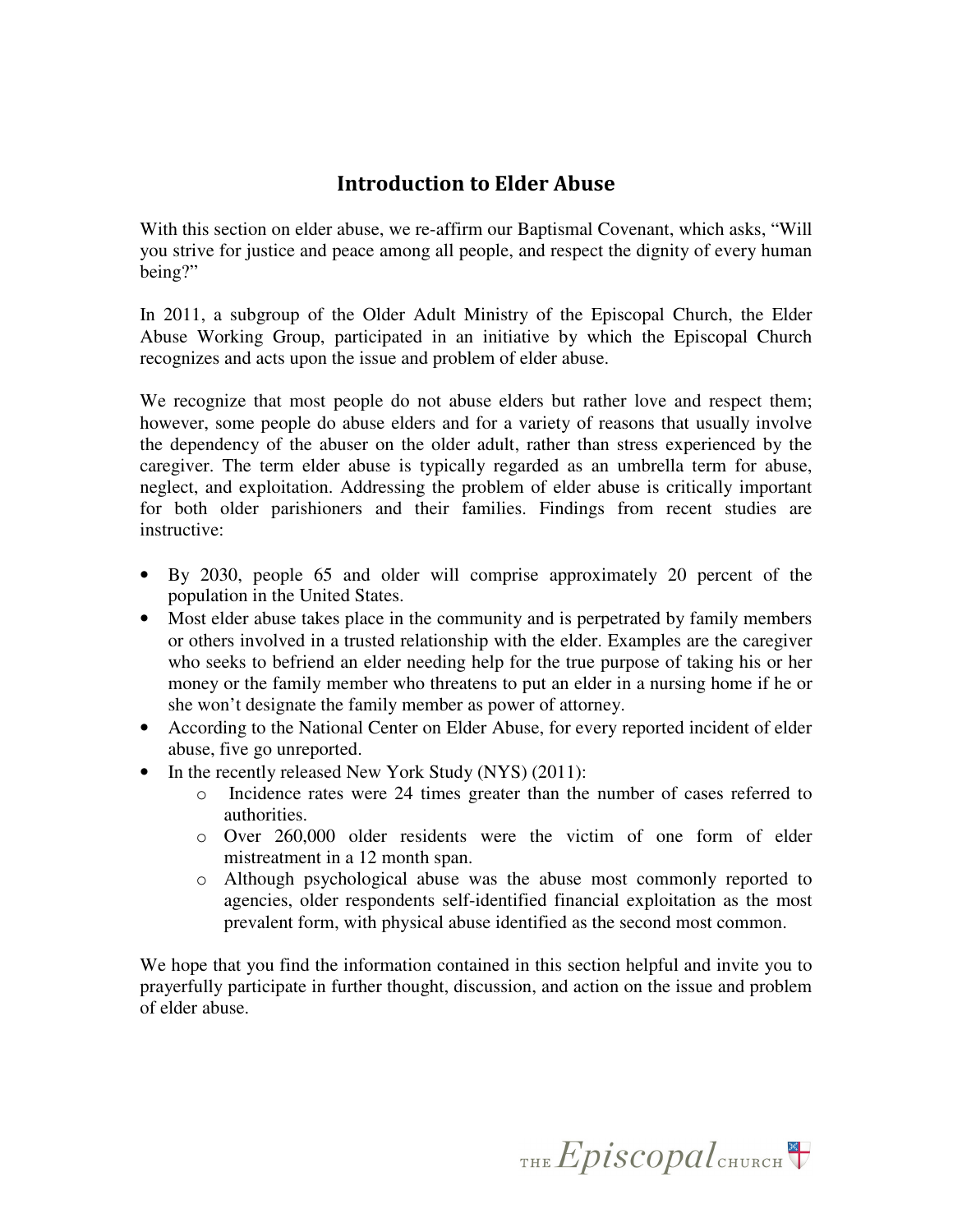## Introduction to Elder Abuse

With this section on elder abuse, we re-affirm our Baptismal Covenant, which asks, "Will you strive for justice and peace among all people, and respect the dignity of every human being?"

In 2011, a subgroup of the Older Adult Ministry of the Episcopal Church, the Elder Abuse Working Group, participated in an initiative by which the Episcopal Church recognizes and acts upon the issue and problem of elder abuse.

We recognize that most people do not abuse elders but rather love and respect them; however, some people do abuse elders and for a variety of reasons that usually involve the dependency of the abuser on the older adult, rather than stress experienced by the caregiver. The term elder abuse is typically regarded as an umbrella term for abuse, neglect, and exploitation. Addressing the problem of elder abuse is critically important for both older parishioners and their families. Findings from recent studies are instructive:

- By 2030, people 65 and older will comprise approximately 20 percent of the population in the United States.
- Most elder abuse takes place in the community and is perpetrated by family members or others involved in a trusted relationship with the elder. Examples are the caregiver who seeks to befriend an elder needing help for the true purpose of taking his or her money or the family member who threatens to put an elder in a nursing home if he or she won't designate the family member as power of attorney.
- According to the National Center on Elder Abuse, for every reported incident of elder abuse, five go unreported.
- In the recently released New York Study (NYS) (2011):
  - Incidence rates were 24 times greater than the number of cases referred to authorities.
  - Over 260,000 older residents were the victim of one form of elder mistreatment in a 12 month span.
  - Although psychological abuse was the abuse most commonly reported to agencies, older respondents self-identified financial exploitation as the most prevalent form, with physical abuse identified as the second most common.

We hope that you find the information contained in this section helpful and invite you to prayerfully participate in further thought, discussion, and action on the issue and problem of elder abuse.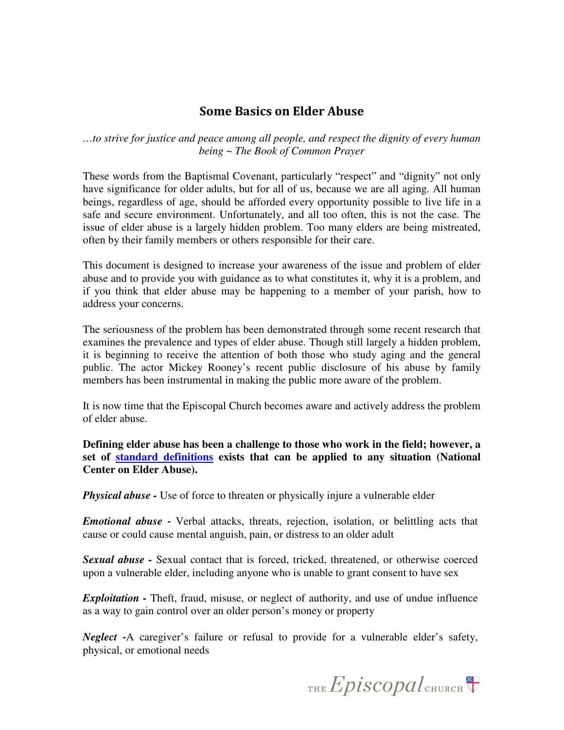# Some Basics on Elder Abuse

*…to strive for justice and peace among all people, and respect the dignity of every human being ~ The Book of Common Prayer*

These words from the Baptismal Covenant, particularly "respect" and "dignity" not only have significance for older adults, but for all of us, because we are all aging. All human beings, regardless of age, should be afforded every opportunity possible to live life in a safe and secure environment. Unfortunately, and all too often, this is not the case. The issue of elder abuse is a largely hidden problem. Too many elders are being mistreated, often by their family members or others responsible for their care.

This document is designed to increase your awareness of the issue and problem of elder abuse and to provide you with guidance as to what constitutes it, why it is a problem, and if you think that elder abuse may be happening to a member of your parish, how to address your concerns.

The seriousness of the problem has been demonstrated through some recent research that examines the prevalence and types of elder abuse. Though still largely a hidden problem, it is beginning to receive the attention of both those who study aging and the general public. The actor Mickey Rooney's recent public disclosure of his abuse by family members has been instrumental in making the public more aware of the problem.

It is now time that the Episcopal Church becomes aware and actively address the problem of elder abuse.

**Defining elder abuse has been a challenge to those who work in the field; however, a set of standard definitions exists that can be applied to any situation (National Center on Elder Abuse).**

***Physical abuse -*** Use of force to threaten or physically injure a vulnerable elder

***Emotional abuse -*** Verbal attacks, threats, rejection, isolation, or belittling acts that cause or could cause mental anguish, pain, or distress to an older adult

***Sexual abuse -*** Sexual contact that is forced, tricked, threatened, or otherwise coerced upon a vulnerable elder, including anyone who is unable to grant consent to have sex

***Exploitation -*** Theft, fraud, misuse, or neglect of authority, and use of undue influence as a way to gain control over an older person's money or property

***Neglect -***A caregiver's failure or refusal to provide for a vulnerable elder's safety, physical, or emotional needs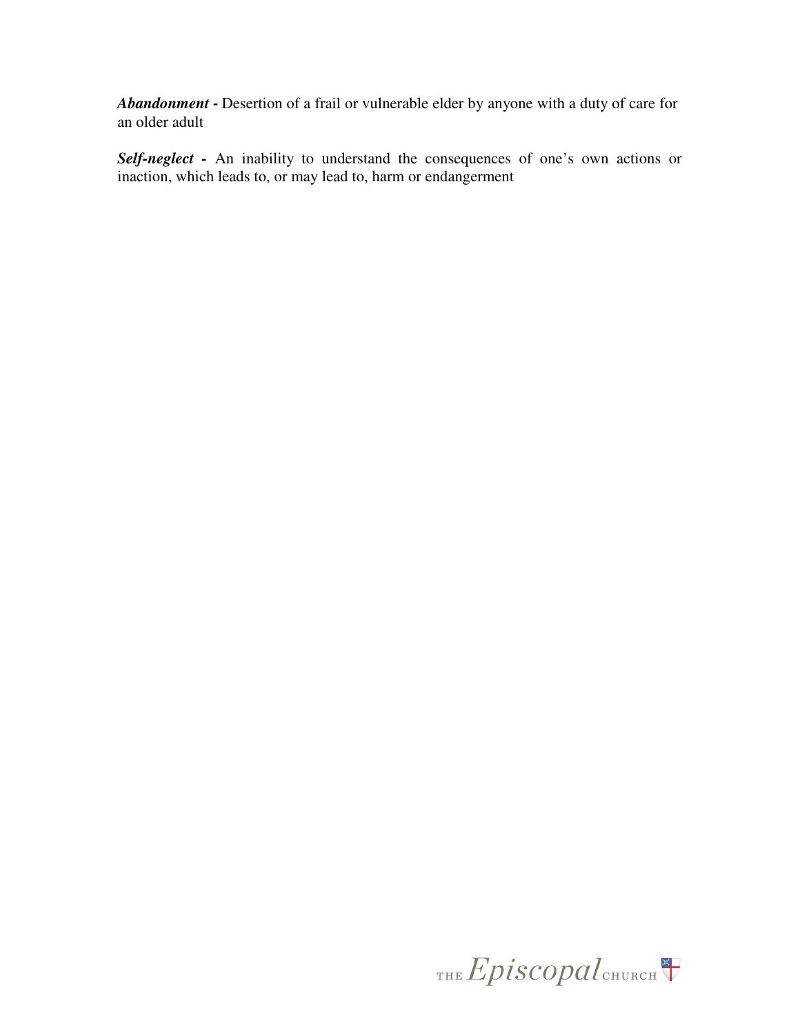***Abandonment -*** Desertion of a frail or vulnerable elder by anyone with a duty of care for an older adult

***Self-neglect -*** An inability to understand the consequences of one's own actions or inaction, which leads to, or may lead to, harm or endangerment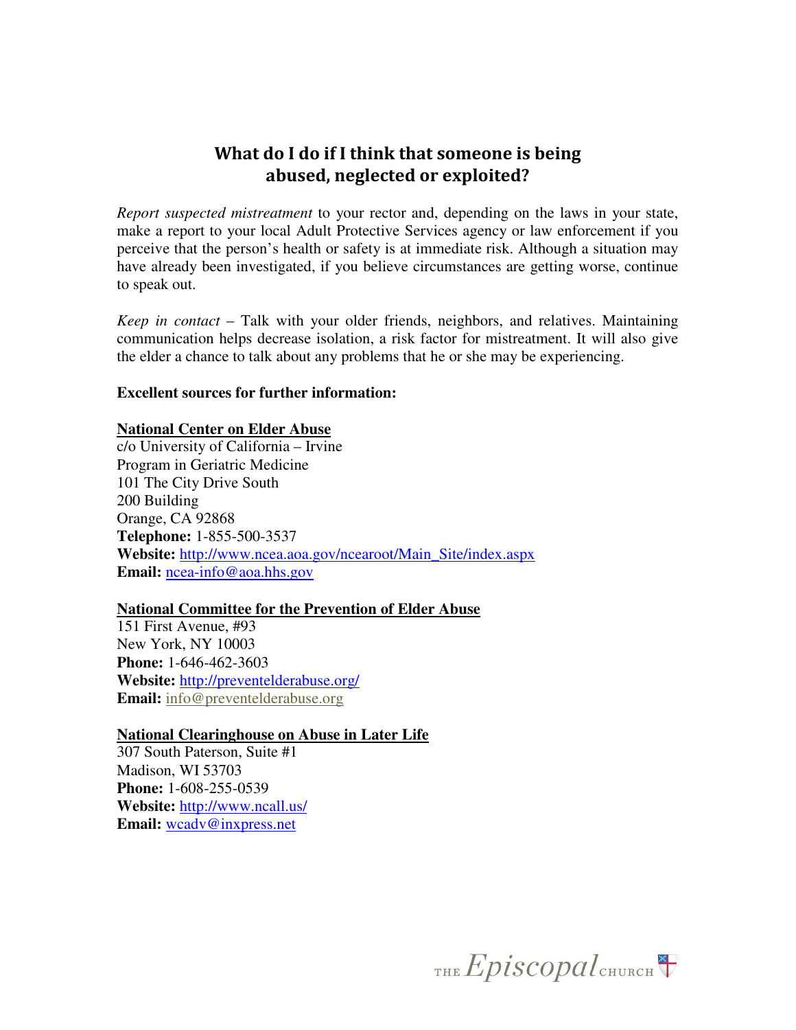## What do I do if I think that someone is being abused, neglected or exploited?

*Report suspected mistreatment* to your rector and, depending on the laws in your state, make a report to your local Adult Protective Services agency or law enforcement if you perceive that the person's health or safety is at immediate risk. Although a situation may have already been investigated, if you believe circumstances are getting worse, continue to speak out.

*Keep in contact* – Talk with your older friends, neighbors, and relatives. Maintaining communication helps decrease isolation, a risk factor for mistreatment. It will also give the elder a chance to talk about any problems that he or she may be experiencing.

**Excellent sources for further information:**

**National Center on Elder Abuse**
c/o University of California – Irvine
Program in Geriatric Medicine
101 The City Drive South
200 Building
Orange, CA 92868
**Telephone:** 1-855-500-3537
**Website:** http://www.ncea.aoa.gov/ncearoot/Main_Site/index.aspx
**Email:** ncea-info@aoa.hhs.gov

**National Committee for the Prevention of Elder Abuse**
151 First Avenue, #93
New York, NY 10003
**Phone:** 1-646-462-3603
**Website:** http://preventelderabuse.org/
**Email:** info@preventelderabuse.org

**National Clearinghouse on Abuse in Later Life**
307 South Paterson, Suite #1
Madison, WI 53703
**Phone:** 1-608-255-0539
**Website:** http://www.ncall.us/
**Email:** wcadv@inxpress.net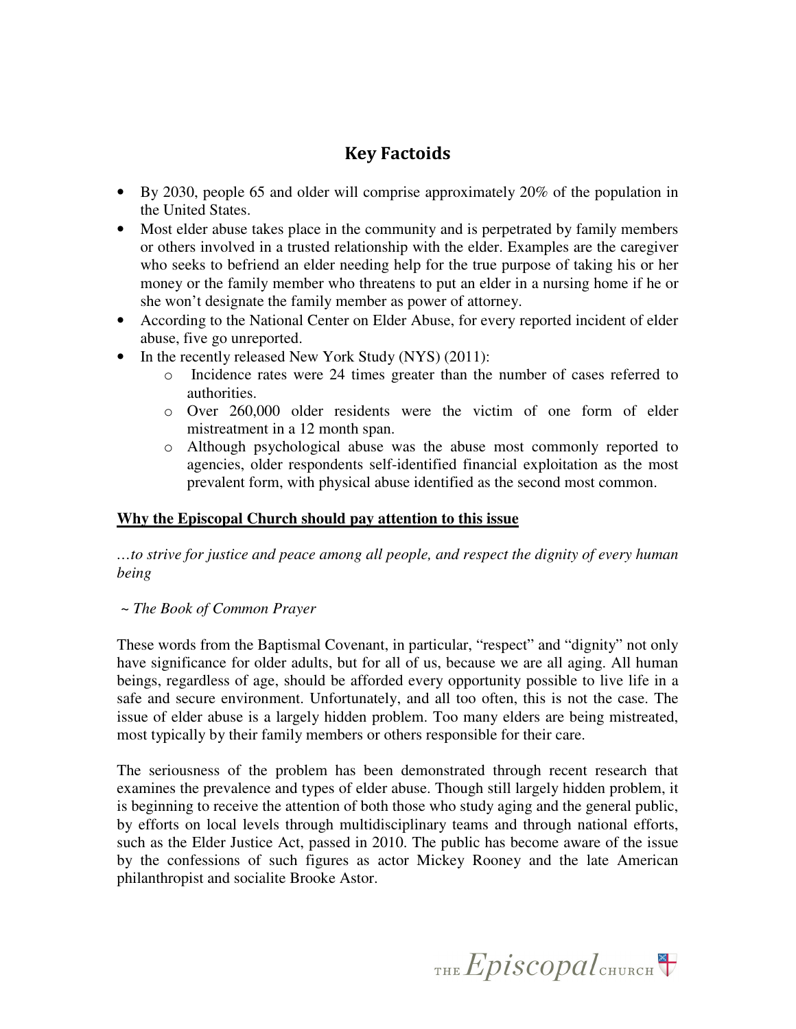## Key Factoids

- By 2030, people 65 and older will comprise approximately 20% of the population in the United States.
- Most elder abuse takes place in the community and is perpetrated by family members or others involved in a trusted relationship with the elder. Examples are the caregiver who seeks to befriend an elder needing help for the true purpose of taking his or her money or the family member who threatens to put an elder in a nursing home if he or she won't designate the family member as power of attorney.
- According to the National Center on Elder Abuse, for every reported incident of elder abuse, five go unreported.
- In the recently released New York Study (NYS) (2011):
  - Incidence rates were 24 times greater than the number of cases referred to authorities.
  - Over 260,000 older residents were the victim of one form of elder mistreatment in a 12 month span.
  - Although psychological abuse was the abuse most commonly reported to agencies, older respondents self-identified financial exploitation as the most prevalent form, with physical abuse identified as the second most common.

**Why the Episcopal Church should pay attention to this issue**

*…to strive for justice and peace among all people, and respect the dignity of every human being*

*~ The Book of Common Prayer*

These words from the Baptismal Covenant, in particular, "respect" and "dignity" not only have significance for older adults, but for all of us, because we are all aging. All human beings, regardless of age, should be afforded every opportunity possible to live life in a safe and secure environment. Unfortunately, and all too often, this is not the case. The issue of elder abuse is a largely hidden problem. Too many elders are being mistreated, most typically by their family members or others responsible for their care.

The seriousness of the problem has been demonstrated through recent research that examines the prevalence and types of elder abuse. Though still largely hidden problem, it is beginning to receive the attention of both those who study aging and the general public, by efforts on local levels through multidisciplinary teams and through national efforts, such as the Elder Justice Act, passed in 2010. The public has become aware of the issue by the confessions of such figures as actor Mickey Rooney and the late American philanthropist and socialite Brooke Astor.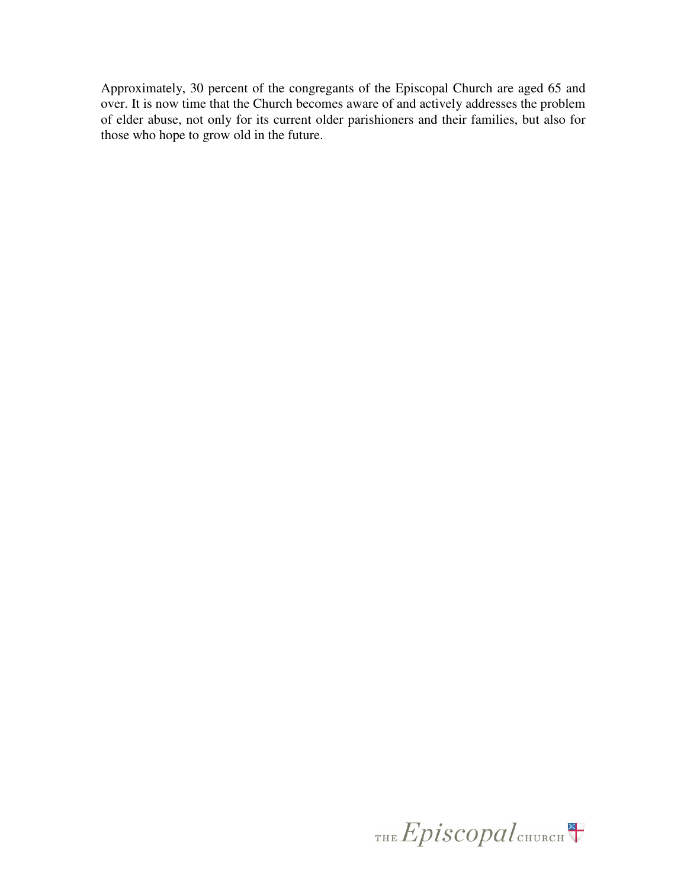Approximately, 30 percent of the congregants of the Episcopal Church are aged 65 and over. It is now time that the Church becomes aware of and actively addresses the problem of elder abuse, not only for its current older parishioners and their families, but also for those who hope to grow old in the future.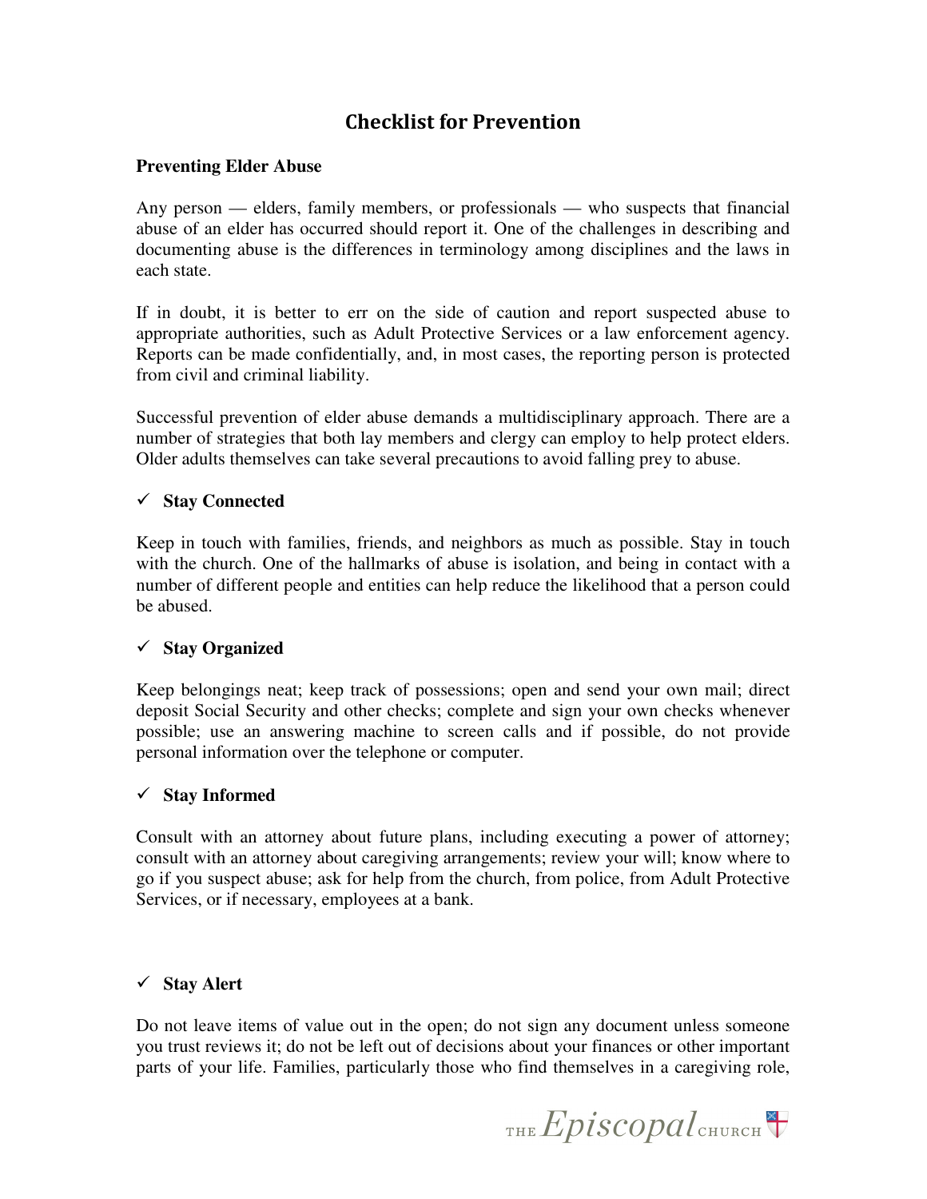# Checklist for Prevention

**Preventing Elder Abuse**

Any person — elders, family members, or professionals — who suspects that financial abuse of an elder has occurred should report it. One of the challenges in describing and documenting abuse is the differences in terminology among disciplines and the laws in each state.

If in doubt, it is better to err on the side of caution and report suspected abuse to appropriate authorities, such as Adult Protective Services or a law enforcement agency. Reports can be made confidentially, and, in most cases, the reporting person is protected from civil and criminal liability.

Successful prevention of elder abuse demands a multidisciplinary approach. There are a number of strategies that both lay members and clergy can employ to help protect elders. Older adults themselves can take several precautions to avoid falling prey to abuse.

✓ **Stay Connected**

Keep in touch with families, friends, and neighbors as much as possible. Stay in touch with the church. One of the hallmarks of abuse is isolation, and being in contact with a number of different people and entities can help reduce the likelihood that a person could be abused.

✓ **Stay Organized**

Keep belongings neat; keep track of possessions; open and send your own mail; direct deposit Social Security and other checks; complete and sign your own checks whenever possible; use an answering machine to screen calls and if possible, do not provide personal information over the telephone or computer.

✓ **Stay Informed**

Consult with an attorney about future plans, including executing a power of attorney; consult with an attorney about caregiving arrangements; review your will; know where to go if you suspect abuse; ask for help from the church, from police, from Adult Protective Services, or if necessary, employees at a bank.

✓ **Stay Alert**

Do not leave items of value out in the open; do not sign any document unless someone you trust reviews it; do not be left out of decisions about your finances or other important parts of your life. Families, particularly those who find themselves in a caregiving role,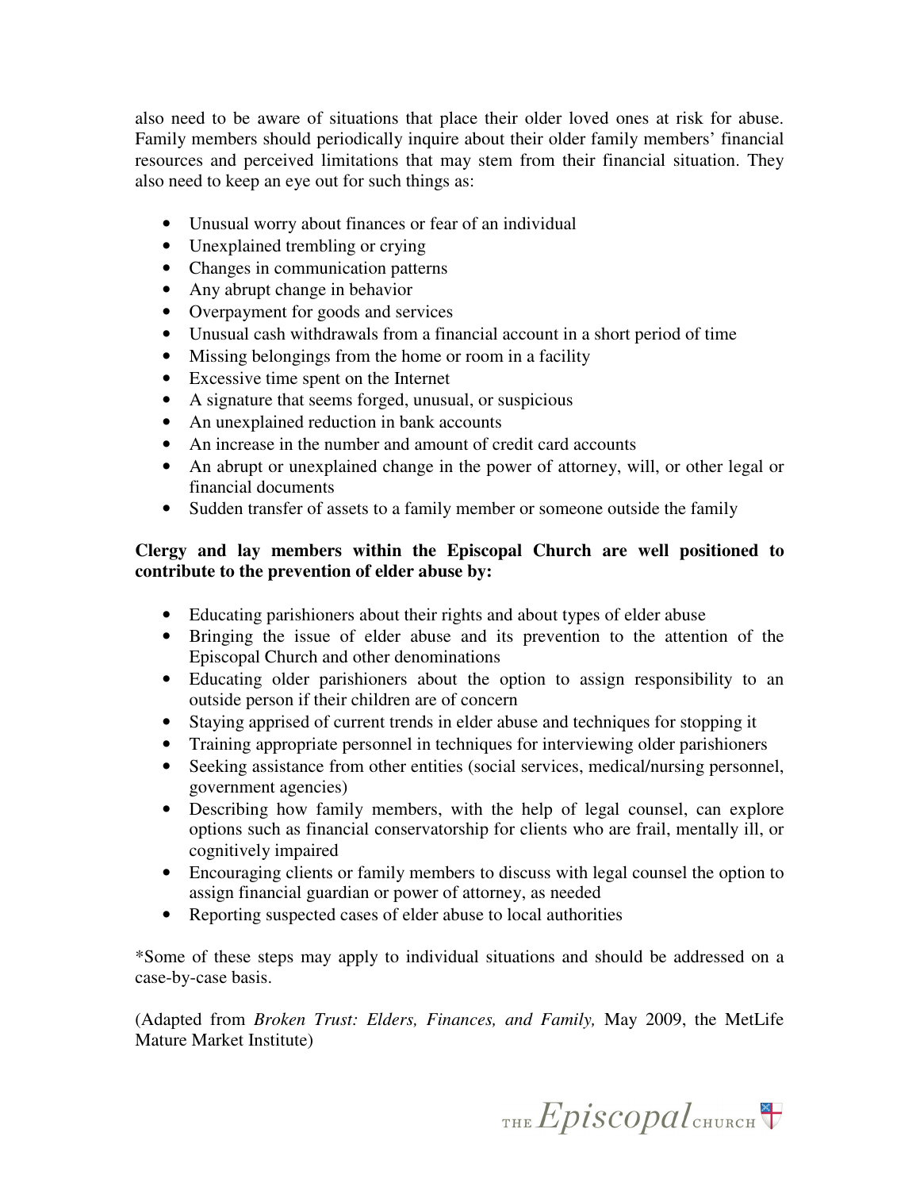also need to be aware of situations that place their older loved ones at risk for abuse. Family members should periodically inquire about their older family members' financial resources and perceived limitations that may stem from their financial situation. They also need to keep an eye out for such things as:

- Unusual worry about finances or fear of an individual
- Unexplained trembling or crying
- Changes in communication patterns
- Any abrupt change in behavior
- Overpayment for goods and services
- Unusual cash withdrawals from a financial account in a short period of time
- Missing belongings from the home or room in a facility
- Excessive time spent on the Internet
- A signature that seems forged, unusual, or suspicious
- An unexplained reduction in bank accounts
- An increase in the number and amount of credit card accounts
- An abrupt or unexplained change in the power of attorney, will, or other legal or financial documents
- Sudden transfer of assets to a family member or someone outside the family

**Clergy and lay members within the Episcopal Church are well positioned to contribute to the prevention of elder abuse by:**

- Educating parishioners about their rights and about types of elder abuse
- Bringing the issue of elder abuse and its prevention to the attention of the Episcopal Church and other denominations
- Educating older parishioners about the option to assign responsibility to an outside person if their children are of concern
- Staying apprised of current trends in elder abuse and techniques for stopping it
- Training appropriate personnel in techniques for interviewing older parishioners
- Seeking assistance from other entities (social services, medical/nursing personnel, government agencies)
- Describing how family members, with the help of legal counsel, can explore options such as financial conservatorship for clients who are frail, mentally ill, or cognitively impaired
- Encouraging clients or family members to discuss with legal counsel the option to assign financial guardian or power of attorney, as needed
- Reporting suspected cases of elder abuse to local authorities

*Some of these steps may apply to individual situations and should be addressed on a case-by-case basis.

(Adapted from *Broken Trust: Elders, Finances, and Family,* May 2009, the MetLife Mature Market Institute)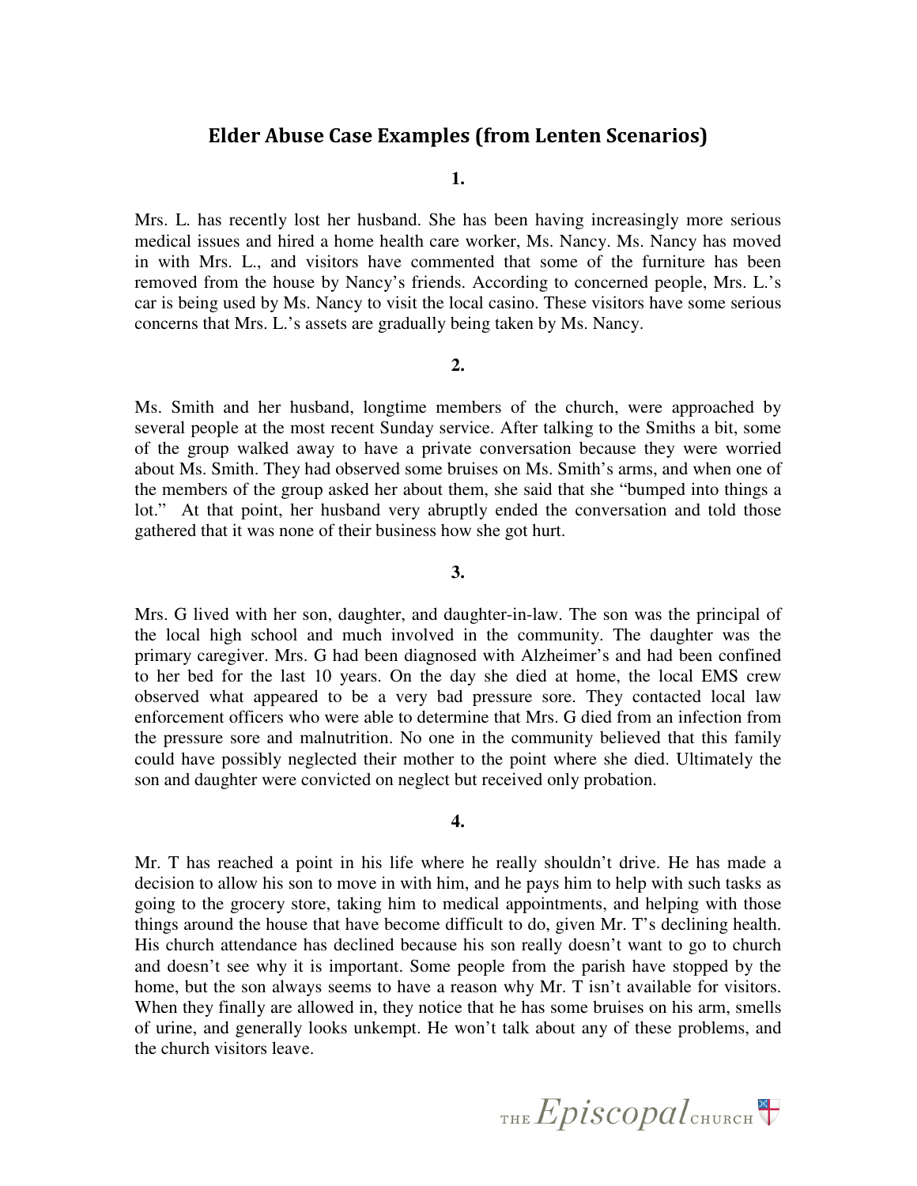## Elder Abuse Case Examples (from Lenten Scenarios)

**1.**

Mrs. L. has recently lost her husband. She has been having increasingly more serious medical issues and hired a home health care worker, Ms. Nancy. Ms. Nancy has moved in with Mrs. L., and visitors have commented that some of the furniture has been removed from the house by Nancy's friends. According to concerned people, Mrs. L.'s car is being used by Ms. Nancy to visit the local casino. These visitors have some serious concerns that Mrs. L.'s assets are gradually being taken by Ms. Nancy.

**2.**

Ms. Smith and her husband, longtime members of the church, were approached by several people at the most recent Sunday service. After talking to the Smiths a bit, some of the group walked away to have a private conversation because they were worried about Ms. Smith. They had observed some bruises on Ms. Smith's arms, and when one of the members of the group asked her about them, she said that she "bumped into things a lot." At that point, her husband very abruptly ended the conversation and told those gathered that it was none of their business how she got hurt.

**3.**

Mrs. G lived with her son, daughter, and daughter-in-law. The son was the principal of the local high school and much involved in the community. The daughter was the primary caregiver. Mrs. G had been diagnosed with Alzheimer's and had been confined to her bed for the last 10 years. On the day she died at home, the local EMS crew observed what appeared to be a very bad pressure sore. They contacted local law enforcement officers who were able to determine that Mrs. G died from an infection from the pressure sore and malnutrition. No one in the community believed that this family could have possibly neglected their mother to the point where she died. Ultimately the son and daughter were convicted on neglect but received only probation.

**4.**

Mr. T has reached a point in his life where he really shouldn't drive. He has made a decision to allow his son to move in with him, and he pays him to help with such tasks as going to the grocery store, taking him to medical appointments, and helping with those things around the house that have become difficult to do, given Mr. T's declining health. His church attendance has declined because his son really doesn't want to go to church and doesn't see why it is important. Some people from the parish have stopped by the home, but the son always seems to have a reason why Mr. T isn't available for visitors. When they finally are allowed in, they notice that he has some bruises on his arm, smells of urine, and generally looks unkempt. He won't talk about any of these problems, and the church visitors leave.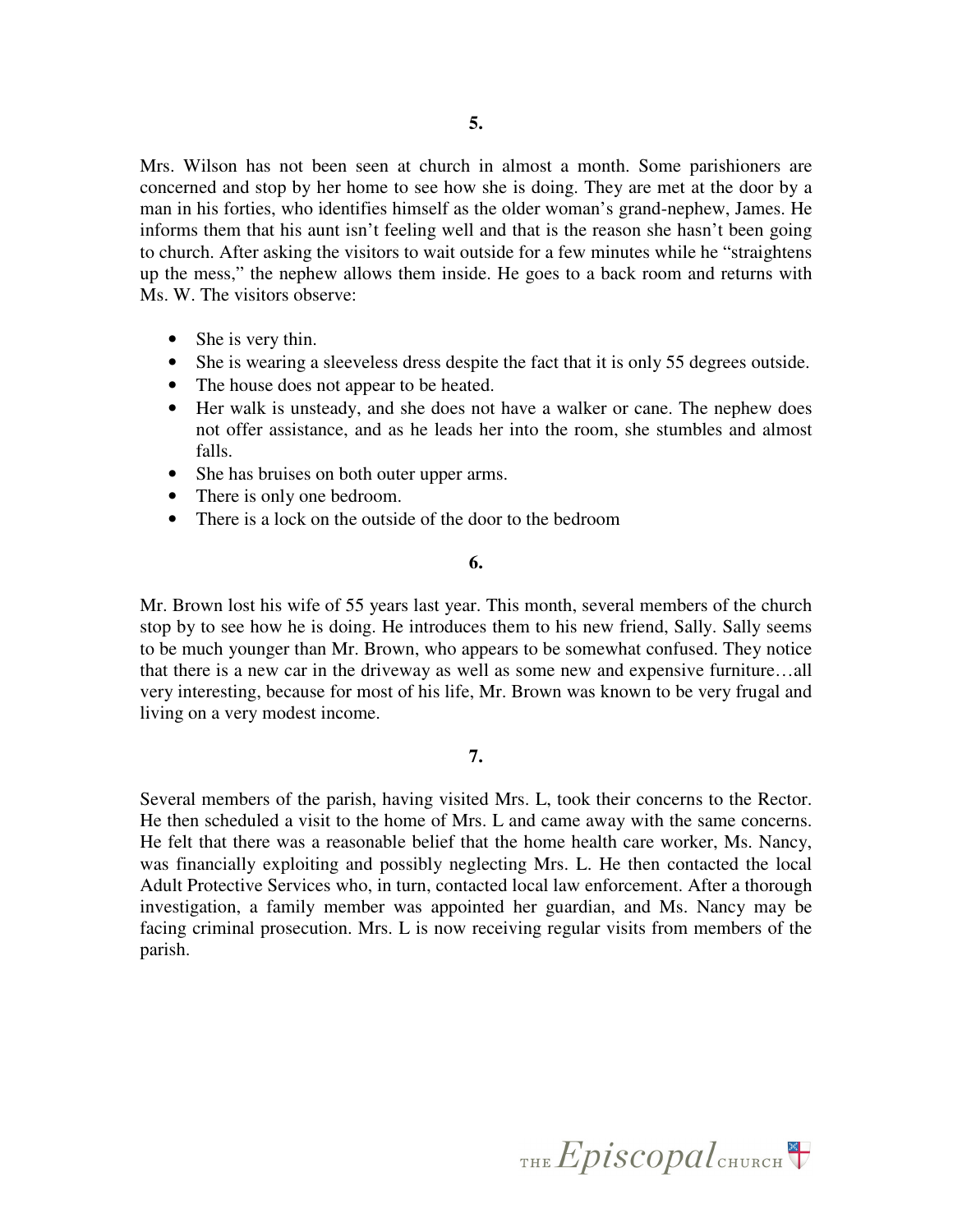**5.**

Mrs. Wilson has not been seen at church in almost a month. Some parishioners are concerned and stop by her home to see how she is doing. They are met at the door by a man in his forties, who identifies himself as the older woman's grand-nephew, James. He informs them that his aunt isn't feeling well and that is the reason she hasn't been going to church. After asking the visitors to wait outside for a few minutes while he "straightens up the mess," the nephew allows them inside. He goes to a back room and returns with Ms. W. The visitors observe:

- She is very thin.
- She is wearing a sleeveless dress despite the fact that it is only 55 degrees outside.
- The house does not appear to be heated.
- Her walk is unsteady, and she does not have a walker or cane. The nephew does not offer assistance, and as he leads her into the room, she stumbles and almost falls.
- She has bruises on both outer upper arms.
- There is only one bedroom.
- There is a lock on the outside of the door to the bedroom

**6.**

Mr. Brown lost his wife of 55 years last year. This month, several members of the church stop by to see how he is doing. He introduces them to his new friend, Sally. Sally seems to be much younger than Mr. Brown, who appears to be somewhat confused. They notice that there is a new car in the driveway as well as some new and expensive furniture…all very interesting, because for most of his life, Mr. Brown was known to be very frugal and living on a very modest income.

**7.**

Several members of the parish, having visited Mrs. L, took their concerns to the Rector. He then scheduled a visit to the home of Mrs. L and came away with the same concerns. He felt that there was a reasonable belief that the home health care worker, Ms. Nancy, was financially exploiting and possibly neglecting Mrs. L. He then contacted the local Adult Protective Services who, in turn, contacted local law enforcement. After a thorough investigation, a family member was appointed her guardian, and Ms. Nancy may be facing criminal prosecution. Mrs. L is now receiving regular visits from members of the parish.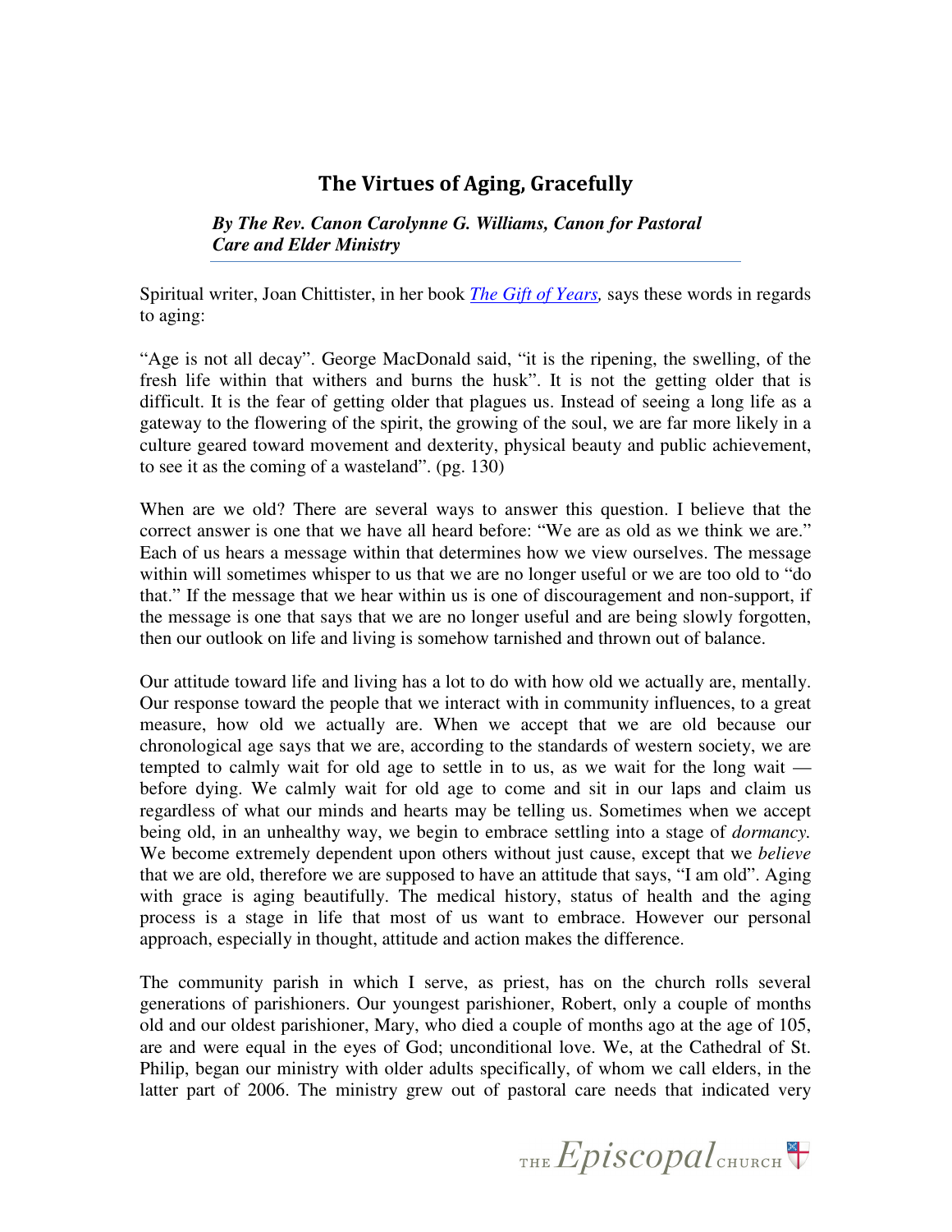# The Virtues of Aging, Gracefully

***By The Rev. Canon Carolynne G. Williams, Canon for Pastoral Care and Elder Ministry***

Spiritual writer, Joan Chittister, in her book *The Gift of Years,* says these words in regards to aging:

"Age is not all decay". George MacDonald said, "it is the ripening, the swelling, of the fresh life within that withers and burns the husk". It is not the getting older that is difficult. It is the fear of getting older that plagues us. Instead of seeing a long life as a gateway to the flowering of the spirit, the growing of the soul, we are far more likely in a culture geared toward movement and dexterity, physical beauty and public achievement, to see it as the coming of a wasteland". (pg. 130)

When are we old? There are several ways to answer this question. I believe that the correct answer is one that we have all heard before: "We are as old as we think we are." Each of us hears a message within that determines how we view ourselves. The message within will sometimes whisper to us that we are no longer useful or we are too old to "do that." If the message that we hear within us is one of discouragement and non-support, if the message is one that says that we are no longer useful and are being slowly forgotten, then our outlook on life and living is somehow tarnished and thrown out of balance.

Our attitude toward life and living has a lot to do with how old we actually are, mentally. Our response toward the people that we interact with in community influences, to a great measure, how old we actually are. When we accept that we are old because our chronological age says that we are, according to the standards of western society, we are tempted to calmly wait for old age to settle in to us, as we wait for the long wait — before dying. We calmly wait for old age to come and sit in our laps and claim us regardless of what our minds and hearts may be telling us. Sometimes when we accept being old, in an unhealthy way, we begin to embrace settling into a stage of *dormancy.* We become extremely dependent upon others without just cause, except that we *believe* that we are old, therefore we are supposed to have an attitude that says, "I am old". Aging with grace is aging beautifully. The medical history, status of health and the aging process is a stage in life that most of us want to embrace. However our personal approach, especially in thought, attitude and action makes the difference.

The community parish in which I serve, as priest, has on the church rolls several generations of parishioners. Our youngest parishioner, Robert, only a couple of months old and our oldest parishioner, Mary, who died a couple of months ago at the age of 105, are and were equal in the eyes of God; unconditional love. We, at the Cathedral of St. Philip, began our ministry with older adults specifically, of whom we call elders, in the latter part of 2006. The ministry grew out of pastoral care needs that indicated very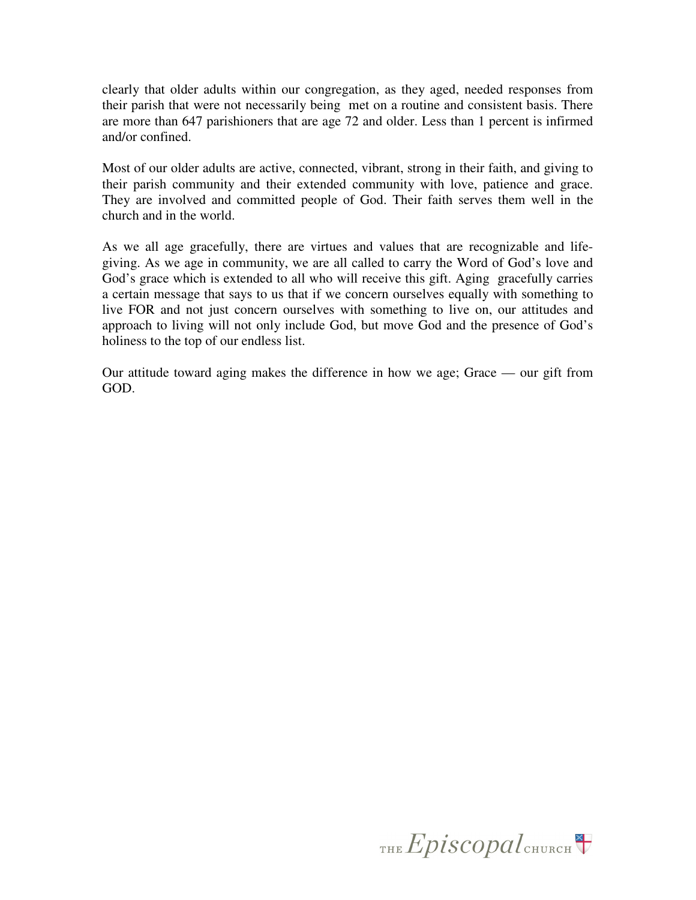clearly that older adults within our congregation, as they aged, needed responses from their parish that were not necessarily being met on a routine and consistent basis. There are more than 647 parishioners that are age 72 and older. Less than 1 percent is infirmed and/or confined.

Most of our older adults are active, connected, vibrant, strong in their faith, and giving to their parish community and their extended community with love, patience and grace. They are involved and committed people of God. Their faith serves them well in the church and in the world.

As we all age gracefully, there are virtues and values that are recognizable and life-giving. As we age in community, we are all called to carry the Word of God's love and God's grace which is extended to all who will receive this gift. Aging gracefully carries a certain message that says to us that if we concern ourselves equally with something to live FOR and not just concern ourselves with something to live on, our attitudes and approach to living will not only include God, but move God and the presence of God's holiness to the top of our endless list.

Our attitude toward aging makes the difference in how we age; Grace — our gift from GOD.